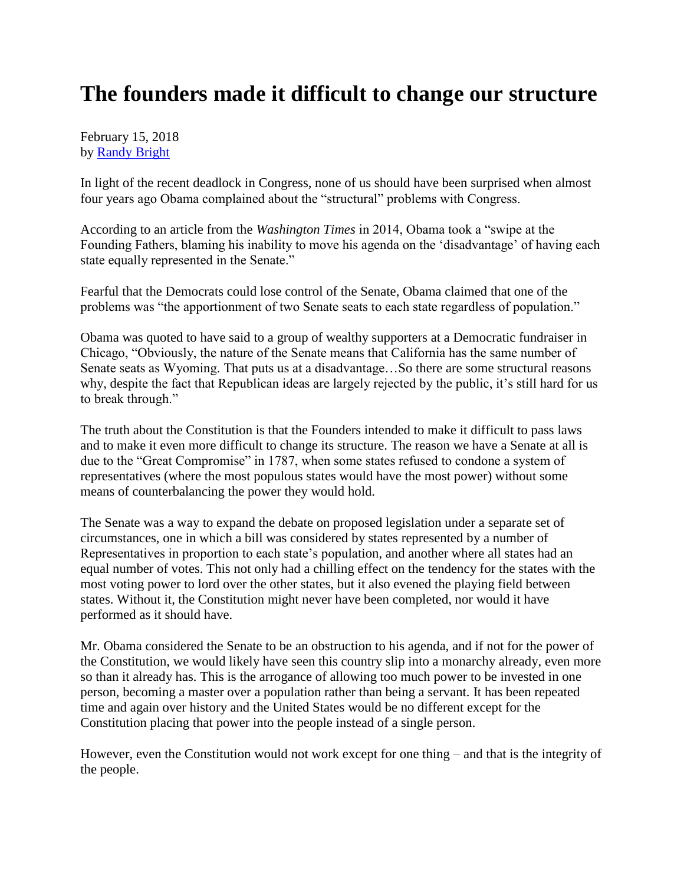# The founders made it difficult to change our structure

February 15, 2018
by [Randy Bright]

In light of the recent deadlock in Congress, none of us should have been surprised when almost four years ago Obama complained about the "structural" problems with Congress.

According to an article from the *Washington Times* in 2014, Obama took a "swipe at the Founding Fathers, blaming his inability to move his agenda on the 'disadvantage' of having each state equally represented in the Senate."

Fearful that the Democrats could lose control of the Senate, Obama claimed that one of the problems was "the apportionment of two Senate seats to each state regardless of population."

Obama was quoted to have said to a group of wealthy supporters at a Democratic fundraiser in Chicago, "Obviously, the nature of the Senate means that California has the same number of Senate seats as Wyoming. That puts us at a disadvantage…So there are some structural reasons why, despite the fact that Republican ideas are largely rejected by the public, it's still hard for us to break through."

The truth about the Constitution is that the Founders intended to make it difficult to pass laws and to make it even more difficult to change its structure. The reason we have a Senate at all is due to the "Great Compromise" in 1787, when some states refused to condone a system of representatives (where the most populous states would have the most power) without some means of counterbalancing the power they would hold.

The Senate was a way to expand the debate on proposed legislation under a separate set of circumstances, one in which a bill was considered by states represented by a number of Representatives in proportion to each state's population, and another where all states had an equal number of votes. This not only had a chilling effect on the tendency for the states with the most voting power to lord over the other states, but it also evened the playing field between states. Without it, the Constitution might never have been completed, nor would it have performed as it should have.

Mr. Obama considered the Senate to be an obstruction to his agenda, and if not for the power of the Constitution, we would likely have seen this country slip into a monarchy already, even more so than it already has. This is the arrogance of allowing too much power to be invested in one person, becoming a master over a population rather than being a servant. It has been repeated time and again over history and the United States would be no different except for the Constitution placing that power into the people instead of a single person.

However, even the Constitution would not work except for one thing – and that is the integrity of the people.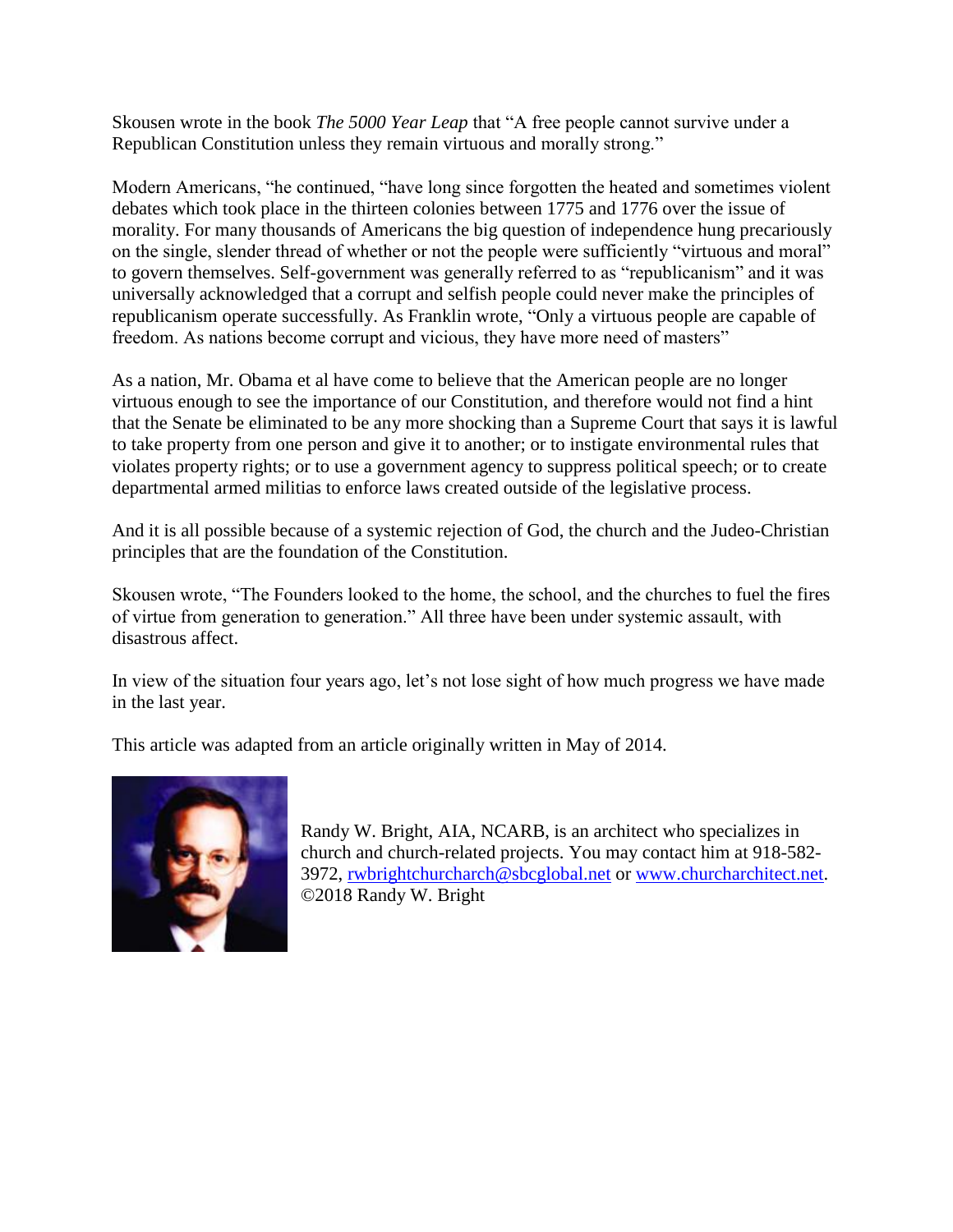Skousen wrote in the book *The 5000 Year Leap* that "A free people cannot survive under a Republican Constitution unless they remain virtuous and morally strong."

Modern Americans, "he continued, "have long since forgotten the heated and sometimes violent debates which took place in the thirteen colonies between 1775 and 1776 over the issue of morality. For many thousands of Americans the big question of independence hung precariously on the single, slender thread of whether or not the people were sufficiently "virtuous and moral" to govern themselves. Self-government was generally referred to as "republicanism" and it was universally acknowledged that a corrupt and selfish people could never make the principles of republicanism operate successfully. As Franklin wrote, "Only a virtuous people are capable of freedom. As nations become corrupt and vicious, they have more need of masters"

As a nation, Mr. Obama et al have come to believe that the American people are no longer virtuous enough to see the importance of our Constitution, and therefore would not find a hint that the Senate be eliminated to be any more shocking than a Supreme Court that says it is lawful to take property from one person and give it to another; or to instigate environmental rules that violates property rights; or to use a government agency to suppress political speech; or to create departmental armed militias to enforce laws created outside of the legislative process.

And it is all possible because of a systemic rejection of God, the church and the Judeo-Christian principles that are the foundation of the Constitution.

Skousen wrote, "The Founders looked to the home, the school, and the churches to fuel the fires of virtue from generation to generation." All three have been under systemic assault, with disastrous affect.

In view of the situation four years ago, let's not lose sight of how much progress we have made in the last year.

This article was adapted from an article originally written in May of 2014.

Randy W. Bright, AIA, NCARB, is an architect who specializes in church and church-related projects. You may contact him at 918-582-3972, rwbrightchurcharch@sbcglobal.net or www.churcharchitect.net. ©2018 Randy W. Bright